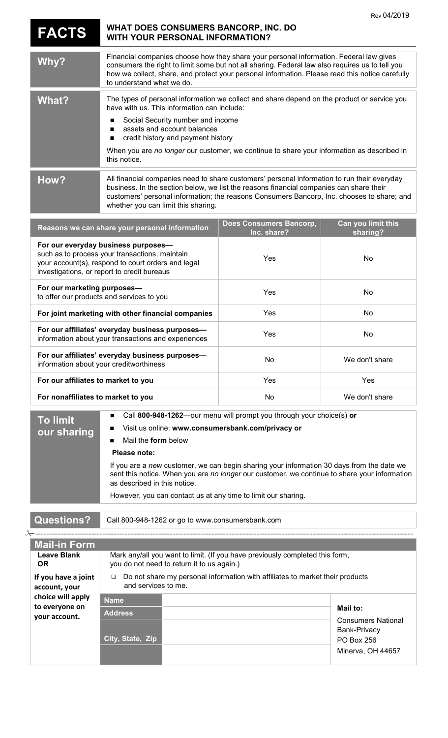Rev 04/2019

# FACTS — WHAT DOES CONSUMERS BANCORP, INC. DO WITH YOUR PERSONAL INFORMATION?

| | |
|---|---|
| **Why?** | Financial companies choose how they share your personal information. Federal law gives consumers the right to limit some but not all sharing. Federal law also requires us to tell you how we collect, share, and protect your personal information. Please read this notice carefully to understand what we do. |
| **What?** | The types of personal information we collect and share depend on the product or service you have with us. This information can include:<br>■ Social Security number and income<br>■ assets and account balances<br>■ credit history and payment history<br>When you are *no longer* our customer, we continue to share your information as described in this notice. |
| **How?** | All financial companies need to share customers' personal information to run their everyday business. In the section below, we list the reasons financial companies can share their customers' personal information; the reasons Consumers Bancorp, Inc. chooses to share; and whether you can limit this sharing. |

| Reasons we can share your personal information | Does Consumers Bancorp, Inc. share? | Can you limit this sharing? |
|---|---|---|
| **For our everyday business purposes—** such as to process your transactions, maintain your account(s), respond to court orders and legal investigations, or report to credit bureaus | Yes | No |
| **For our marketing purposes—** to offer our products and services to you | Yes | No |
| **For joint marketing with other financial companies** | Yes | No |
| **For our affiliates' everyday business purposes—** information about your transactions and experiences | Yes | No |
| **For our affiliates' everyday business purposes—** information about your creditworthiness | No | We don't share |
| **For our affiliates to market to you** | Yes | Yes |
| **For nonaffiliates to market to you** | No | We don't share |

| | |
|---|---|
| **To limit our sharing** | ■ Call **800-948-1262**—our menu will prompt you through your choice(s) **or**<br>■ Visit us online: **www.consumersbank.com/privacy or**<br>■ Mail the **form** below<br>**Please note:**<br>If you are a *new* customer, we can begin sharing your information 30 days from the date we sent this notice. When you are *no longer* our customer, we continue to share your information as described in this notice.<br>However, you can contact us at any time to limit our sharing. |

| | |
|---|---|
| **Questions?** | Call 800-948-1262 or go to www.consumersbank.com |

## Mail-in Form

**Leave Blank OR**

**If you have a joint account, your choice will apply to everyone on your account.**

Mark any/all you want to limit. (If you have previously completed this form, you do not need to return it to us again.)

☐ Do not share my personal information with affiliates to market their products and services to me.

| | | |
|---|---|---|
| **Name** | | **Mail to:**<br>Consumers National Bank-Privacy<br>PO Box 256<br>Minerva, OH 44657 |
| **Address** | | |
| | | |
| **City, State, Zip** | | |
| | | |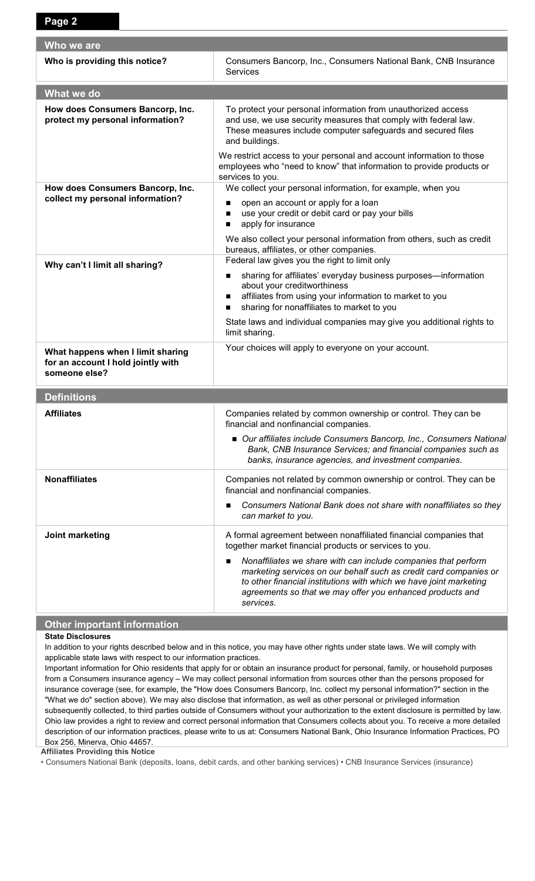## Who we are

| | |
|---|---|
| **Who is providing this notice?** | Consumers Bancorp, Inc., Consumers National Bank, CNB Insurance Services |

## What we do

| | |
|---|---|
| **How does Consumers Bancorp, Inc. protect my personal information?** | To protect your personal information from unauthorized access and use, we use security measures that comply with federal law. These measures include computer safeguards and secured files and buildings.<br><br>We restrict access to your personal and account information to those employees who "need to know" that information to provide products or services to you. |
| **How does Consumers Bancorp, Inc. collect my personal information?** | We collect your personal information, for example, when you<br>■ open an account or apply for a loan<br>■ use your credit or debit card or pay your bills<br>■ apply for insurance<br><br>We also collect your personal information from others, such as credit bureaus, affiliates, or other companies. |
| **Why can't I limit all sharing?** | Federal law gives you the right to limit only<br>■ sharing for affiliates' everyday business purposes—information about your creditworthiness<br>■ affiliates from using your information to market to you<br>■ sharing for nonaffiliates to market to you<br><br>State laws and individual companies may give you additional rights to limit sharing. |
| **What happens when I limit sharing for an account I hold jointly with someone else?** | Your choices will apply to everyone on your account. |

## Definitions

| | |
|---|---|
| **Affiliates** | Companies related by common ownership or control. They can be financial and nonfinancial companies.<br>■ *Our affiliates include Consumers Bancorp, Inc., Consumers National Bank, CNB Insurance Services; and financial companies such as banks, insurance agencies, and investment companies.* |
| **Nonaffiliates** | Companies not related by common ownership or control. They can be financial and nonfinancial companies.<br>■ *Consumers National Bank does not share with nonaffiliates so they can market to you.* |
| **Joint marketing** | A formal agreement between nonaffiliated financial companies that together market financial products or services to you.<br>■ *Nonaffiliates we share with can include companies that perform marketing services on our behalf such as credit card companies or to other financial institutions with which we have joint marketing agreements so that we may offer you enhanced products and services.* |

## Other important information

**State Disclosures**

In addition to your rights described below and in this notice, you may have other rights under state laws. We will comply with applicable state laws with respect to our information practices.

Important information for Ohio residents that apply for or obtain an insurance product for personal, family, or household purposes from a Consumers insurance agency – We may collect personal information from sources other than the persons proposed for insurance coverage (see, for example, the "How does Consumers Bancorp, Inc. collect my personal information?" section in the "What we do" section above). We may also disclose that information, as well as other personal or privileged information subsequently collected, to third parties outside of Consumers without your authorization to the extent disclosure is permitted by law. Ohio law provides a right to review and correct personal information that Consumers collects about you. To receive a more detailed description of our information practices, please write to us at: Consumers National Bank, Ohio Insurance Information Practices, PO Box 256, Minerva, Ohio 44657.

**Affiliates Providing this Notice**

• Consumers National Bank (deposits, loans, debit cards, and other banking services) • CNB Insurance Services (insurance)